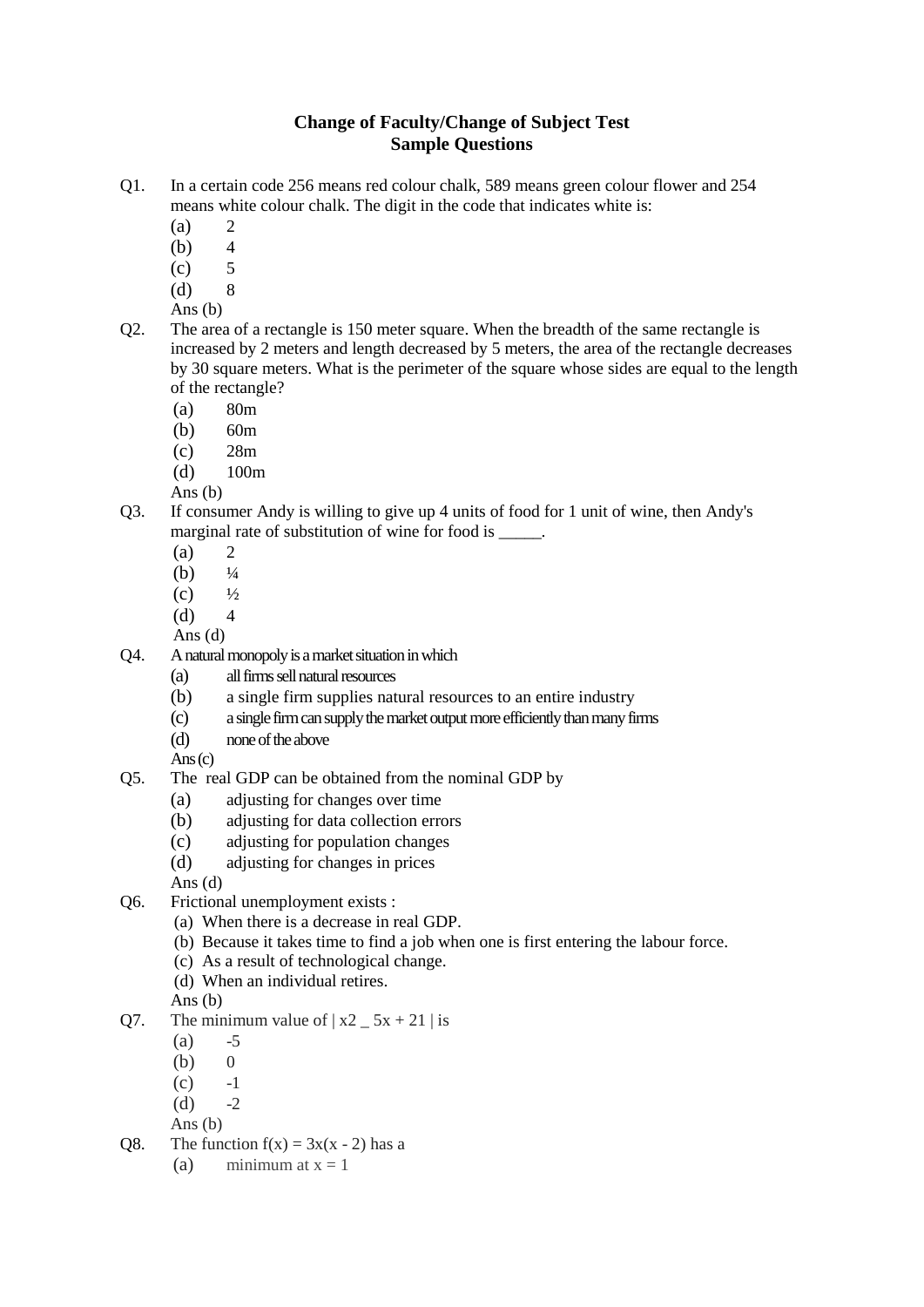# Change of Faculty/Change of Subject Test
## Sample Questions

Q1. In a certain code 256 means red colour chalk, 589 means green colour flower and 254 means white colour chalk. The digit in the code that indicates white is:

(a) 2
(b) 4
(c) 5
(d) 8

Ans (b)

Q2. The area of a rectangle is 150 meter square. When the breadth of the same rectangle is increased by 2 meters and length decreased by 5 meters, the area of the rectangle decreases by 30 square meters. What is the perimeter of the square whose sides are equal to the length of the rectangle?

(a) 80m
(b) 60m
(c) 28m
(d) 100m

Ans (b)

Q3. If consumer Andy is willing to give up 4 units of food for 1 unit of wine, then Andy's marginal rate of substitution of wine for food is _____.

(a) 2
(b) ¼
(c) ½
(d) 4

Ans (d)

Q4. A natural monopoly is a market situation in which

(a) all firms sell natural resources
(b) a single firm supplies natural resources to an entire industry
(c) a single firm can supply the market output more efficiently than many firms
(d) none of the above

Ans (c)

Q5. The real GDP can be obtained from the nominal GDP by

(a) adjusting for changes over time
(b) adjusting for data collection errors
(c) adjusting for population changes
(d) adjusting for changes in prices

Ans (d)

Q6. Frictional unemployment exists :

(a) When there is a decrease in real GDP.
(b) Because it takes time to find a job when one is first entering the labour force.
(c) As a result of technological change.
(d) When an individual retires.

Ans (b)

Q7. The minimum value of | x2 _ 5x + 21 | is

(a) -5
(b) 0
(c) -1
(d) -2

Ans (b)

Q8. The function $f(x) = 3x(x - 2)$ has a

(a) minimum at $x = 1$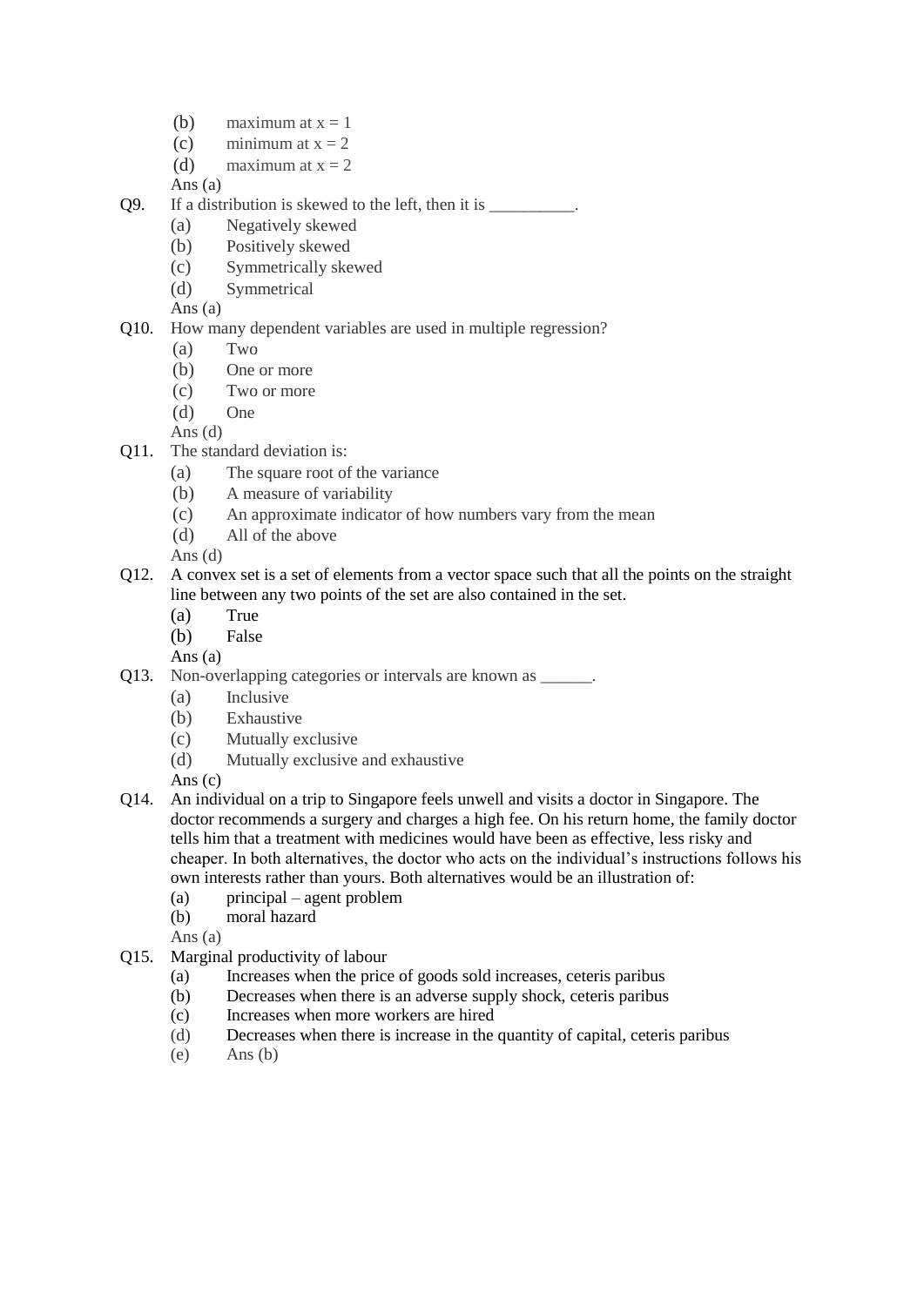(b) maximum at $x = 1$
(c) minimum at $x = 2$
(d) maximum at $x = 2$

Ans (a)

Q9. If a distribution is skewed to the left, then it is __________.

(a) Negatively skewed
(b) Positively skewed
(c) Symmetrically skewed
(d) Symmetrical

Ans (a)

Q10. How many dependent variables are used in multiple regression?

(a) Two
(b) One or more
(c) Two or more
(d) One

Ans (d)

Q11. The standard deviation is:

(a) The square root of the variance
(b) A measure of variability
(c) An approximate indicator of how numbers vary from the mean
(d) All of the above

Ans (d)

Q12. A convex set is a set of elements from a vector space such that all the points on the straight line between any two points of the set are also contained in the set.

(a) True
(b) False

Ans (a)

Q13. Non-overlapping categories or intervals are known as ______.

(a) Inclusive
(b) Exhaustive
(c) Mutually exclusive
(d) Mutually exclusive and exhaustive

Ans (c)

Q14. An individual on a trip to Singapore feels unwell and visits a doctor in Singapore. The doctor recommends a surgery and charges a high fee. On his return home, the family doctor tells him that a treatment with medicines would have been as effective, less risky and cheaper. In both alternatives, the doctor who acts on the individual's instructions follows his own interests rather than yours. Both alternatives would be an illustration of:

(a) principal – agent problem
(b) moral hazard

Ans (a)

Q15. Marginal productivity of labour

(a) Increases when the price of goods sold increases, ceteris paribus
(b) Decreases when there is an adverse supply shock, ceteris paribus
(c) Increases when more workers are hired
(d) Decreases when there is increase in the quantity of capital, ceteris paribus
(e) Ans (b)